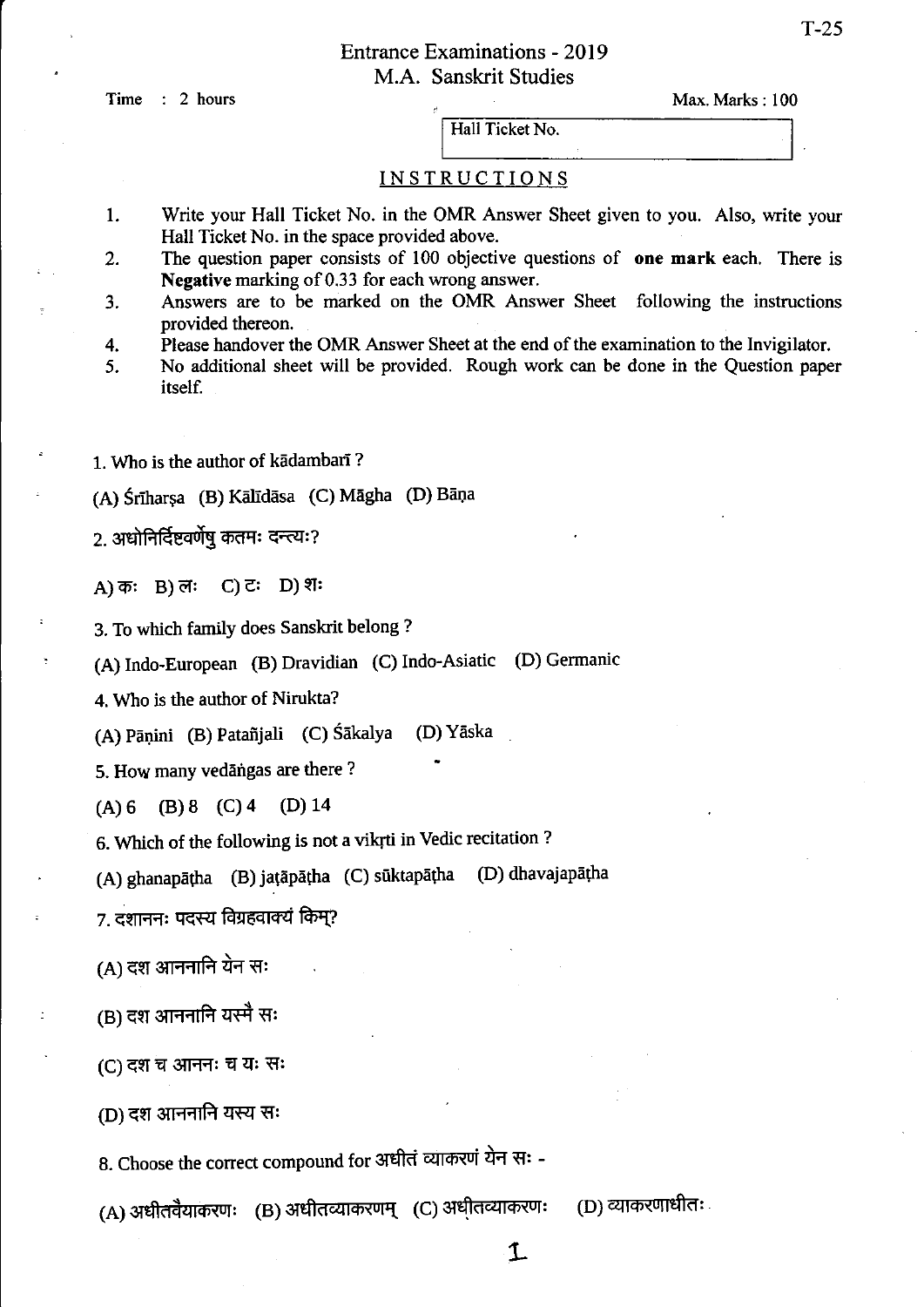# Entrance Examinations - 2019
## M.A. Sanskrit Studies

Time : 2 hours

Max. Marks : 100

Hall Ticket No.

### INSTRUCTIONS

1. Write your Hall Ticket No. in the OMR Answer Sheet given to you. Also, write your Hall Ticket No. in the space provided above.
2. The question paper consists of 100 objective questions of **one mark** each. There is **Negative** marking of 0.33 for each wrong answer.
3. Answers are to be marked on the OMR Answer Sheet following the instructions provided thereon.
4. Please handover the OMR Answer Sheet at the end of the examination to the Invigilator.
5. No additional sheet will be provided. Rough work can be done in the Question paper itself.

1. Who is the author of kādambarī ?

(A) Śrīharṣa (B) Kālīdāsa (C) Māgha (D) Bāṇa

2. अधोनिर्दिष्टवर्णेषु कतमः दन्त्यः?

A) कः B) लः C) टः D) शः

3. To which family does Sanskrit belong ?

(A) Indo-European (B) Dravidian (C) Indo-Asiatic (D) Germanic

4. Who is the author of Nirukta?

(A) Pāṇini (B) Patañjali (C) Śākalya (D) Yāska

5. How many vedāṅgas are there ?

(A) 6 (B) 8 (C) 4 (D) 14

6. Which of the following is not a vikṛti in Vedic recitation ?

(A) ghanapāṭha (B) jaṭāpāṭha (C) sūktapāṭha (D) dhavajapāṭha

7. दशाननः पदस्य विग्रहवाक्यं किम्?

(A) दश आननानि येन सः

(B) दश आननानि यस्मै सः

(C) दश च आननः च यः सः

(D) दश आननानि यस्य सः

8. Choose the correct compound for अधीतं व्याकरणं येन सः -

(A) अधीतवैयाकरणः (B) अधीतव्याकरणम् (C) अधीतव्याकरणः (D) व्याकरणाधीतः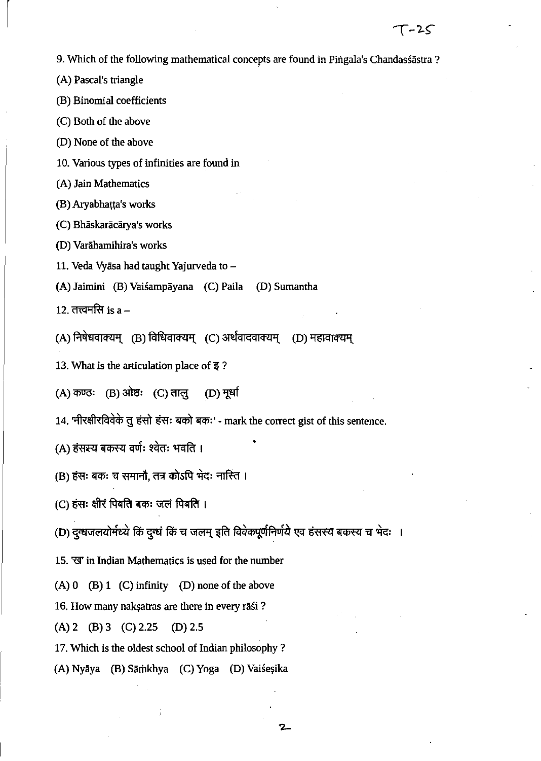9. Which of the following mathematical concepts are found in Piṅgala's Chandassāstra ?

(A) Pascal's triangle

(B) Binomial coefficients

(C) Both of the above

(D) None of the above

10. Various types of infinities are found in

(A) Jain Mathematics

(B) Aryabhaṭṭa's works

(C) Bhāskarācārya's works

(D) Varāhamihira's works

11. Veda Vyāsa had taught Yajurveda to –

(A) Jaimini (B) Vaiśampāyana (C) Paila (D) Sumantha

12. तत्त्वमसि is a –

(A) निषेधवाक्यम् (B) विधिवाक्यम् (C) अर्थवादवाक्यम् (D) महावाक्यम्

13. What is the articulation place of इ ?

(A) कण्ठः (B) ओष्ठः (C) तालु (D) मूर्धा

14. 'नीरक्षीरविवेके तु हंसो हंसः बको बकः' - mark the correct gist of this sentence.

(A) हंसस्य बकस्य वर्णः श्वेतः भवति ।

(B) हंसः बकः च समानौ, तत्र कोऽपि भेदः नास्ति ।

(C) हंसः क्षीरं पिबति बकः जलं पिबति ।

(D) दुग्धजलयोर्मध्ये किं दुग्धं किं च जलम् इति विवेकपूर्णनिर्णये एव हंसस्य बकस्य च भेदः ।

15. 'ख' in Indian Mathematics is used for the number

(A) 0 (B) 1 (C) infinity (D) none of the above

16. How many nakṣatras are there in every rāśi ?

(A) 2 (B) 3 (C) 2.25 (D) 2.5

17. Which is the oldest school of Indian philosophy ?

(A) Nyāya (B) Sāṁkhya (C) Yoga (D) Vaiśeṣika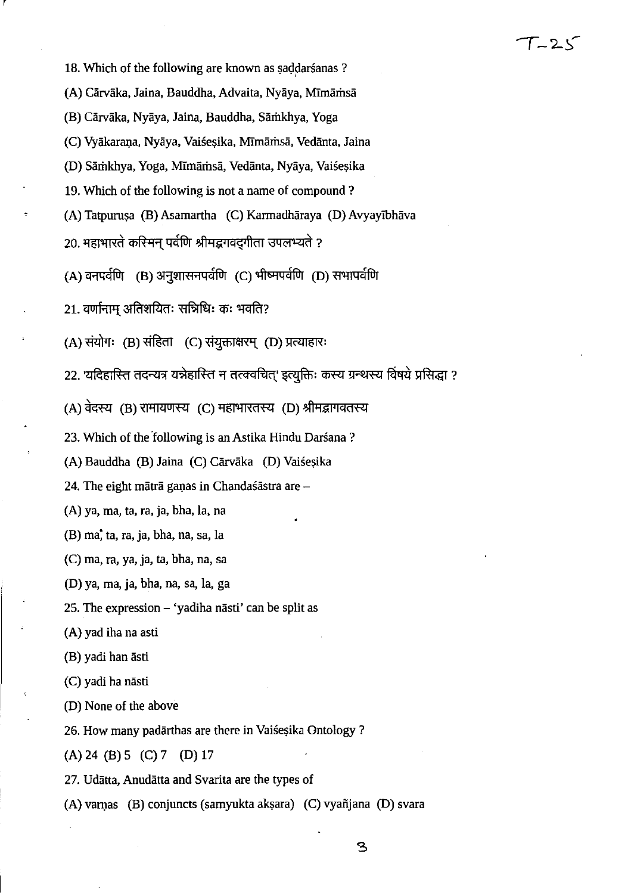18. Which of the following are known as ṣaḍdarśanas ?

(A) Cārvāka, Jaina, Bauddha, Advaita, Nyāya, Mīmāṁsā

(B) Cārvāka, Nyāya, Jaina, Bauddha, Sāṁkhya, Yoga

(C) Vyākaraṇa, Nyāya, Vaiśeṣika, Mīmāṁsā, Vedānta, Jaina

(D) Sāṁkhya, Yoga, Mīmāṁsā, Vedānta, Nyāya, Vaiśeṣika

19. Which of the following is not a name of compound ?

(A) Tatpuruṣa (B) Asamartha (C) Karmadhāraya (D) Avyayībhāva

20. महाभारते कस्मिन् पर्वणि श्रीमद्भगवद्गीता उपलभ्यते ?

(A) वनपर्वणि (B) अनुशासनपर्वणि (C) भीष्मपर्वणि (D) सभापर्वणि

21. वर्णानाम् अतिशयितः सन्निधिः कः भवति?

(A) संयोगः (B) संहिता (C) संयुक्ताक्षरम् (D) प्रत्याहारः

22. 'यदिहास्ति तदन्यत्र यन्नेहास्ति न तत्क्वचित्' इत्युक्तिः कस्य ग्रन्थस्य विषये प्रसिद्धा ?

(A) वेदस्य (B) रामायणस्य (C) महाभारतस्य (D) श्रीमद्भागवतस्य

23. Which of the following is an Astika Hindu Darśana ?

(A) Bauddha (B) Jaina (C) Cārvāka (D) Vaiśeṣika

24. The eight mātrā gaṇas in Chandaśāstra are –

(A) ya, ma, ta, ra, ja, bha, la, na

(B) ma, ta, ra, ja, bha, na, sa, la

(C) ma, ra, ya, ja, ta, bha, na, sa

(D) ya, ma, ja, bha, na, sa, la, ga

25. The expression – 'yadiha nāsti' can be split as

(A) yad iha na asti

(B) yadi han āsti

(C) yadi ha nāsti

(D) None of the above

26. How many padārthas are there in Vaiśeṣika Ontology ?

(A) 24 (B) 5 (C) 7 (D) 17

27. Udātta, Anudātta and Svarita are the types of

(A) varṇas (B) conjuncts (saṁyukta akṣara) (C) vyañjana (D) svara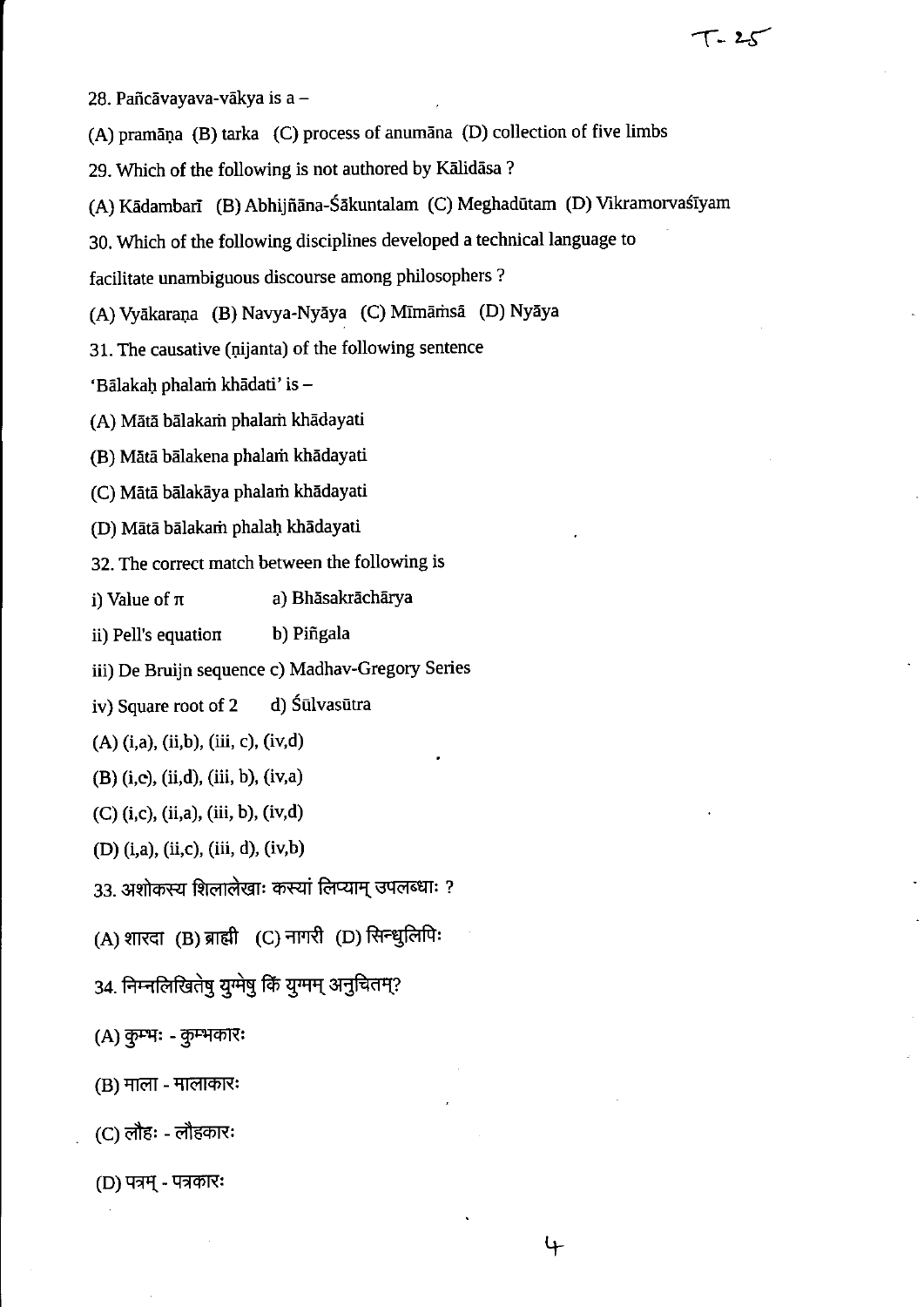28. Pañcāvayava-vākya is a –

(A) pramāṇa (B) tarka (C) process of anumāna (D) collection of five limbs

29. Which of the following is not authored by Kālidāsa ?

(A) Kādambarī (B) Abhijñāna-Śākuntalam (C) Meghadūtam (D) Vikramorvaśīyam

30. Which of the following disciplines developed a technical language to facilitate unambiguous discourse among philosophers ?

(A) Vyākaraṇa (B) Navya-Nyāya (C) Mīmāṁsā (D) Nyāya

31. The causative (ṇijanta) of the following sentence 'Bālakaḥ phalaṁ khādati' is –

(A) Mātā bālakaṁ phalaṁ khādayati

(B) Mātā bālakena phalaṁ khādayati

(C) Mātā bālakāya phalaṁ khādayati

(D) Mātā bālakaṁ phalaḥ khādayati

32. The correct match between the following is

i) Value of $\pi$ a) Bhāsakrāchārya

ii) Pell's equation b) Piñgala

iii) De Bruijn sequence c) Madhav-Gregory Series

iv) Square root of 2 d) Śūlvasūtra

(A) (i,a), (ii,b), (iii, c), (iv,d)

(B) (i,c), (ii,d), (iii, b), (iv,a)

(C) (i,c), (ii,a), (iii, b), (iv,d)

(D) (i,a), (ii,c), (iii, d), (iv,b)

33. अशोकस्य शिलालेखाः कस्यां लिप्याम् उपलब्धाः ?

(A) शारदा (B) ब्राह्मी (C) नागरी (D) सिन्धुलिपिः

34. निम्नलिखितेषु युग्मेषु किं युग्मम् अनुचितम्?

(A) कुम्भः - कुम्भकारः

(B) माला - मालाकारः

(C) लौहः - लौहकारः

(D) पत्रम् - पत्रकारः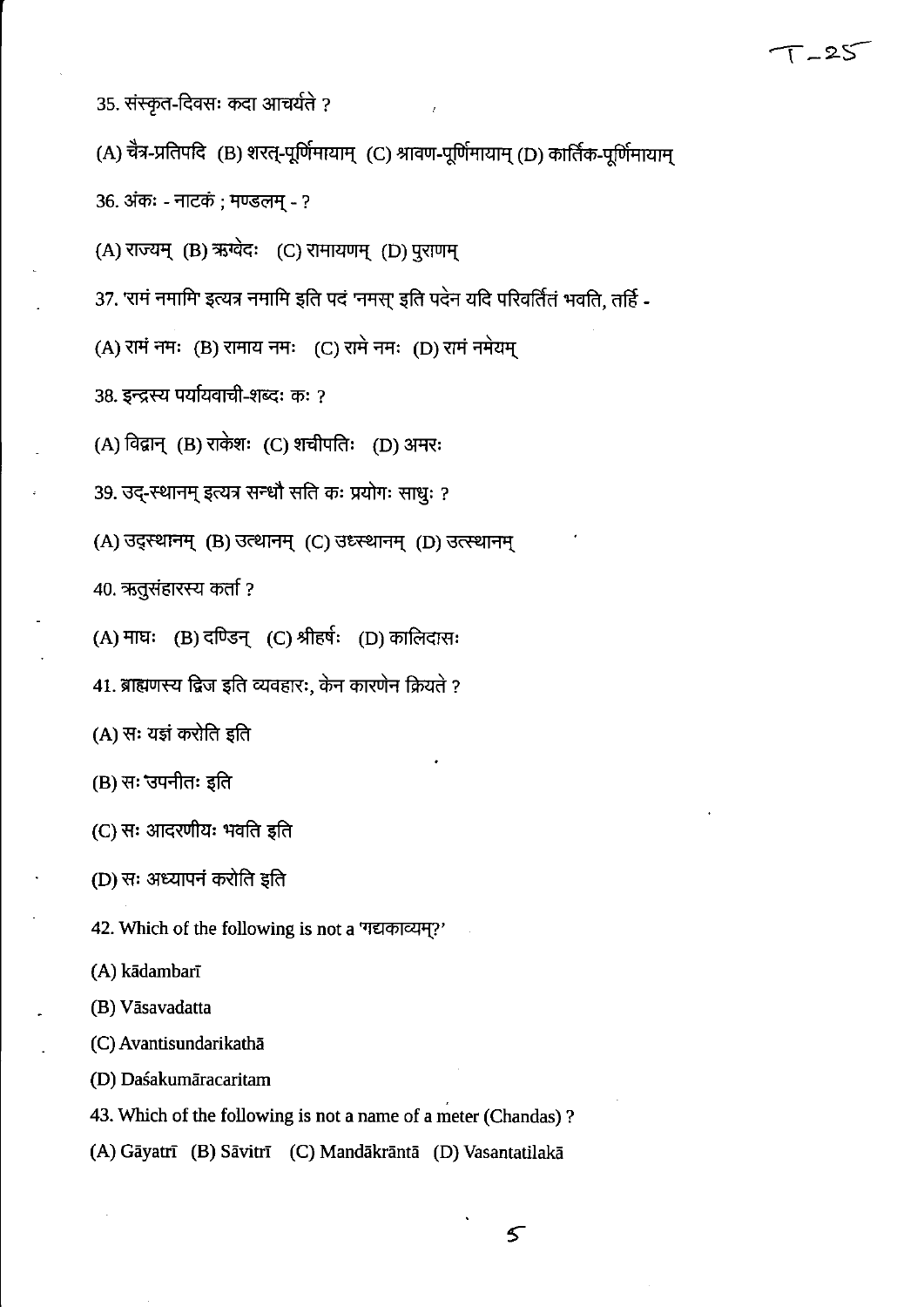35. संस्कृत-दिवसः कदा आचर्यते ?

(A) चैत्र-प्रतिपदि (B) शरत्-पूर्णिमायाम् (C) श्रावण-पूर्णिमायाम् (D) कार्तिक-पूर्णिमायाम्

36. अंकः - नाटकं ; मण्डलम् - ?

(A) राज्यम् (B) ऋग्वेदः (C) रामायणम् (D) पुराणम्

37. 'रामं नमामि' इत्यत्र नमामि इति पदं 'नमस्' इति पदेन यदि परिवर्तितं भवति, तर्हि -

(A) रामं नमः (B) रामाय नमः (C) रामे नमः (D) रामं नमेयम्

38. इन्द्रस्य पर्यायवाची-शब्दः कः ?

(A) विद्वान् (B) राकेशः (C) शचीपतिः (D) अमरः

39. उद्-स्थानम् इत्यत्र सन्धौ सति कः प्रयोगः साधुः ?

(A) उद्स्थानम् (B) उत्थानम् (C) उध्स्थानम् (D) उत्स्थानम्

40. ऋतुसंहारस्य कर्ता ?

(A) माघः (B) दण्डिन् (C) श्रीहर्षः (D) कालिदासः

41. ब्राह्मणस्य द्विज इति व्यवहारः, केन कारणेन क्रियते ?

(A) सः यज्ञं करोति इति

(B) सः 'उपनीतः इति

(C) सः आदरणीयः भवति इति

(D) सः अध्यापनं करोति इति

42. Which of the following is not a 'गद्यकाव्यम्?'

(A) kādambarī

(B) Vāsavadatta

(C) Avantisundarikathā

(D) Daśakumāracaritam

43. Which of the following is not a name of a meter (Chandas) ?

(A) Gāyatrī (B) Sāvitrī (C) Mandākrāntā (D) Vasantatilakā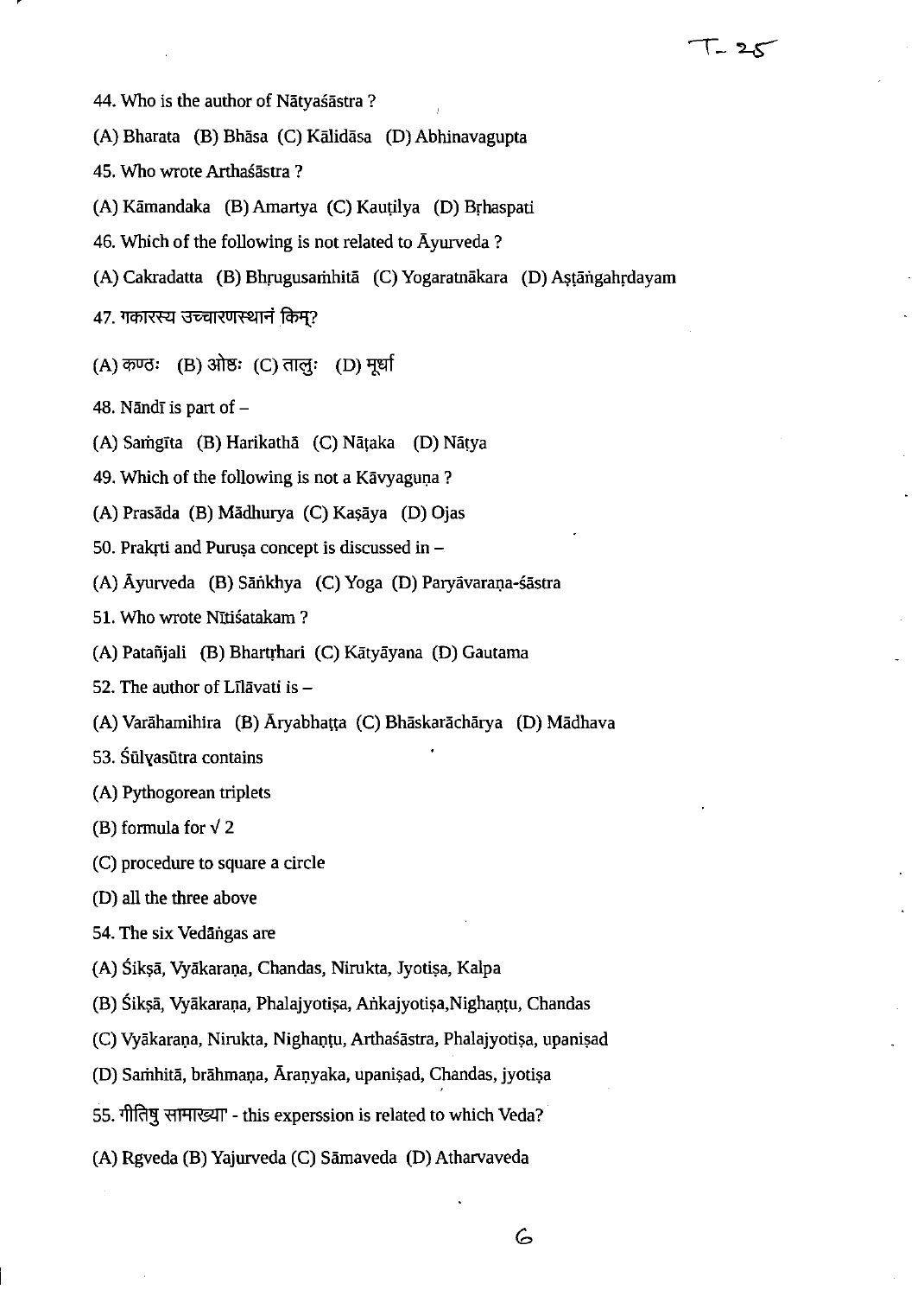44. Who is the author of Nātyaśāstra ?

(A) Bharata (B) Bhāsa (C) Kālidāsa (D) Abhinavagupta

45. Who wrote Arthaśāstra ?

(A) Kāmandaka (B) Amartya (C) Kauṭilya (D) Bṛhaspati

46. Which of the following is not related to Āyurveda ?

(A) Cakradatta (B) Bhṛugusaṁhitā (C) Yogaratnākara (D) Aṣṭāṅgahṛdayam

47. गकारस्य उच्चारणस्थानं किम्?

(A) कण्ठः (B) ओष्ठः (C) तालुः (D) मूर्धा

48. Nāndī is part of –

(A) Saṁgīta (B) Harikathā (C) Nāṭaka (D) Nāṭya

49. Which of the following is not a Kāvyaguṇa ?

(A) Prasāda (B) Mādhurya (C) Kaṣāya (D) Ojas

50. Prakṛti and Puruṣa concept is discussed in –

(A) Āyurveda (B) Sāṅkhya (C) Yoga (D) Paryāvaraṇa-śāstra

51. Who wrote Nītiśatakam ?

(A) Patañjali (B) Bhartṛhari (C) Kātyāyana (D) Gautama

52. The author of Līlāvatī is –

(A) Varāhamihira (B) Āryabhaṭṭa (C) Bhāskarāchārya (D) Mādhava

53. Śūlyasūtra contains

(A) Pythogorean triplets

(B) formula for $\sqrt{2}$

(C) procedure to square a circle

(D) all the three above

54. The six Vedāṅgas are

(A) Śikṣā, Vyākaraṇa, Chandas, Nirukta, Jyotiṣa, Kalpa

(B) Śikṣā, Vyākaraṇa, Phalajyotiṣa, Aṅkajyotiṣa,Nighaṇṭu, Chandas

(C) Vyākaraṇa, Nirukta, Nighaṇṭu, Arthaśāstra, Phalajyotiṣa, upaniṣad

(D) Saṁhitā, brāhmaṇa, Āraṇyaka, upaniṣad, Chandas, jyotiṣa

55. 'गीतिषु सामाख्या' - this experssion is related to which Veda?

(A) Rgveda (B) Yajurveda (C) Sāmaveda (D) Atharvaveda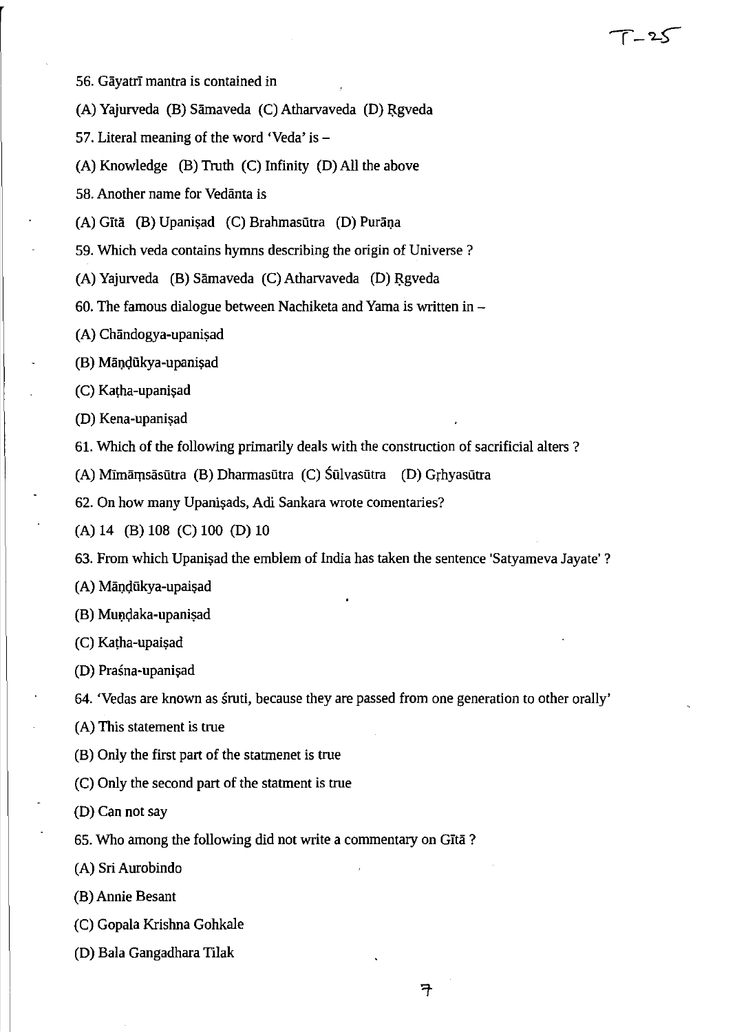56. Gāyatrī mantra is contained in

(A) Yajurveda (B) Sāmaveda (C) Atharvaveda (D) Ṛgveda

57. Literal meaning of the word 'Veda' is –

(A) Knowledge (B) Truth (C) Infinity (D) All the above

58. Another name for Vedānta is

(A) Gītā (B) Upaniṣad (C) Brahmasūtra (D) Purāṇa

59. Which veda contains hymns describing the origin of Universe ?

(A) Yajurveda (B) Sāmaveda (C) Atharvaveda (D) Ṛgveda

60. The famous dialogue between Nachiketa and Yama is written in –

(A) Chāndogya-upaniṣad

(B) Māṇḍūkya-upaniṣad

(C) Kaṭha-upaniṣad

(D) Kena-upaniṣad

61. Which of the following primarily deals with the construction of sacrificial alters ?

(A) Mīmāṃsāsūtra (B) Dharmasūtra (C) Śūlvasūtra (D) Gṛhyasūtra

62. On how many Upaniṣads, Adi Sankara wrote comentaries?

(A) 14 (B) 108 (C) 100 (D) 10

63. From which Upaniṣad the emblem of India has taken the sentence 'Satyameva Jayate' ?

(A) Māṇḍūkya-upaiṣad

(B) Muṇḍaka-upaniṣad

(C) Kaṭha-upaiṣad

(D) Praśna-upaniṣad

64. 'Vedas are known as śruti, because they are passed from one generation to other orally'

(A) This statement is true

(B) Only the first part of the statmenet is true

(C) Only the second part of the statment is true

(D) Can not say

65. Who among the following did not write a commentary on Gītā ?

(A) Sri Aurobindo

(B) Annie Besant

(C) Gopala Krishna Gohkale

(D) Bala Gangadhara Tilak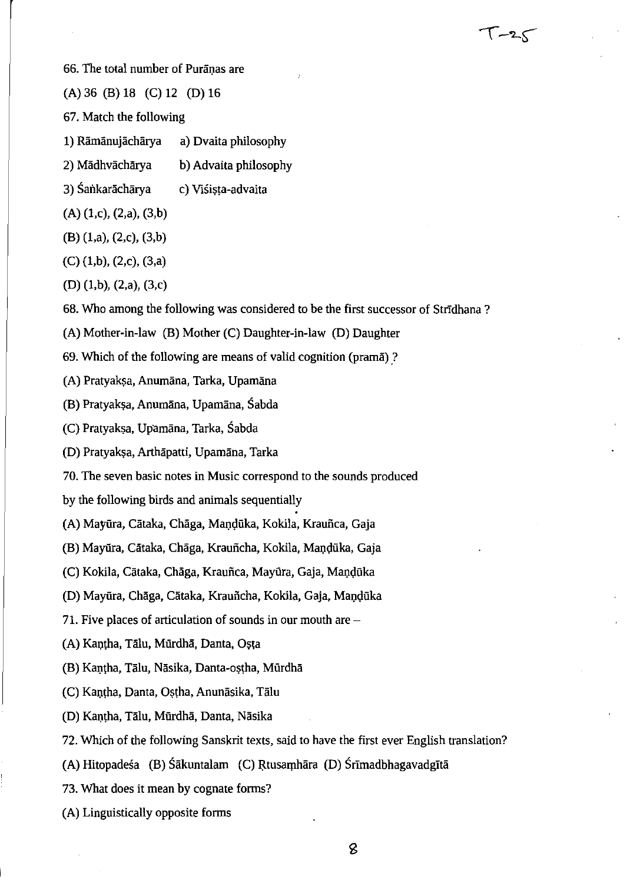66. The total number of Purāṇas are

(A) 36 (B) 18 (C) 12 (D) 16

67. Match the following

1) Rāmānujāchārya  a) Dvaita philosophy

2) Mādhvāchārya  b) Advaita philosophy

3) Śaṅkarāchārya  c) Viśiṣṭa-advaita

(A) (1,c), (2,a), (3,b)

(B) (1,a), (2,c), (3,b)

(C) (1,b), (2,c), (3,a)

(D) (1,b), (2,a), (3,c)

68. Who among the following was considered to be the first successor of Strīdhana ?

(A) Mother-in-law (B) Mother (C) Daughter-in-law (D) Daughter

69. Which of the following are means of valid cognition (pramā) ?

(A) Pratyakṣa, Anumāna, Tarka, Upamāna

(B) Pratyakṣa, Anumāna, Upamāna, Śabda

(C) Pratyakṣa, Upamāna, Tarka, Śabda

(D) Pratyakṣa, Arthāpatti, Upamāna, Tarka

70. The seven basic notes in Music correspond to the sounds produced by the following birds and animals sequentially

(A) Mayūra, Cātaka, Chāga, Maṇḍūka, Kokila, Krauñca, Gaja

(B) Mayūra, Cātaka, Chāga, Krauñcha, Kokila, Maṇḍūka, Gaja

(C) Kokila, Cātaka, Chāga, Krauñca, Mayūra, Gaja, Maṇḍūka

(D) Mayūra, Chāga, Cātaka, Krauñcha, Kokila, Gaja, Maṇḍūka

71. Five places of articulation of sounds in our mouth are –

(A) Kaṇṭha, Tālu, Mūrdhā, Danta, Oṣṭa

(B) Kaṇṭha, Tālu, Nāsika, Danta-oṣṭha, Mūrdhā

(C) Kaṇṭha, Danta, Oṣṭha, Anunāsika, Tālu

(D) Kaṇṭha, Tālu, Mūrdhā, Danta, Nāsika

72. Which of the following Sanskrit texts, said to have the first ever English translation?

(A) Hitopadeśa (B) Śākuntalam (C) Ṛtusaṃhāra (D) Śrīmadbhagavadgītā

73. What does it mean by cognate forms?

(A) Linguistically opposite forms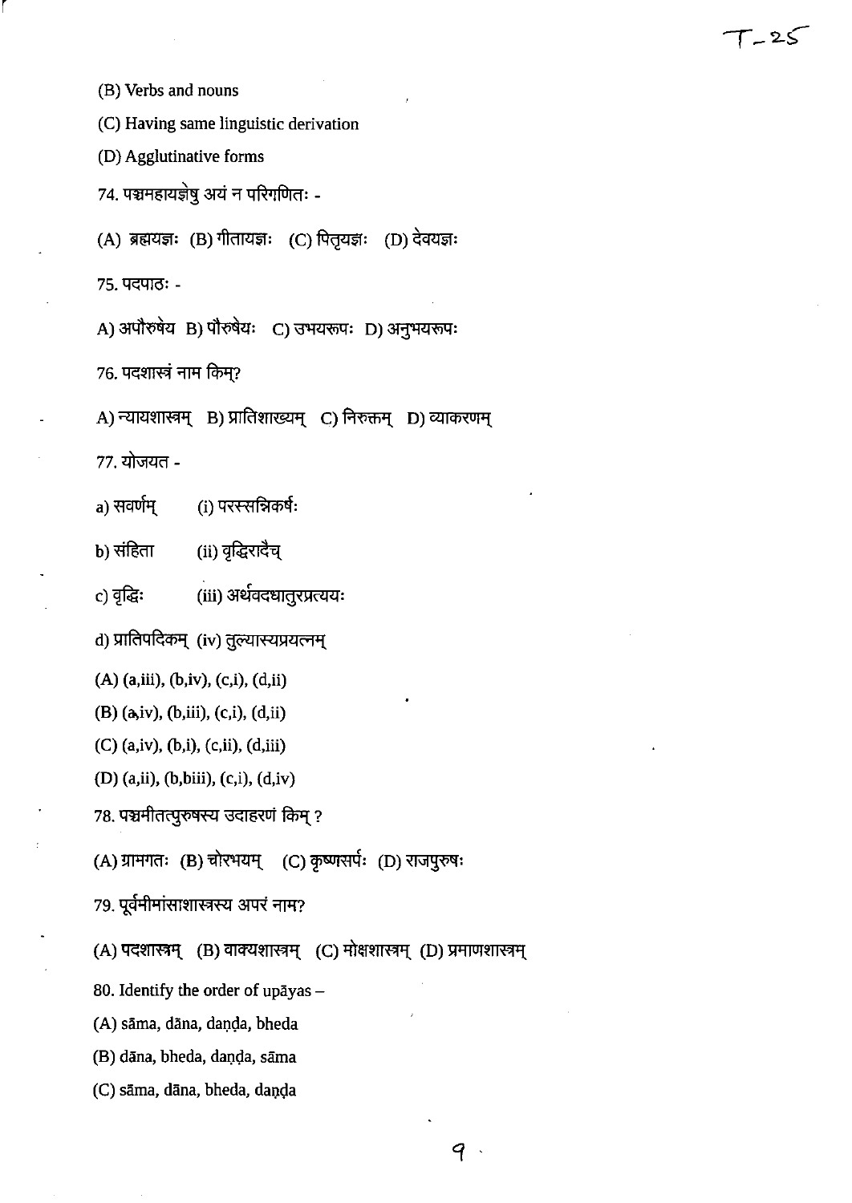(B) Verbs and nouns

(C) Having same linguistic derivation

(D) Agglutinative forms

74. पञ्चमहायज्ञेषु अयं न परिगणितः -

(A) ब्रह्मयज्ञः (B) गीतायज्ञः (C) पितृयज्ञः (D) देवयज्ञः

75. पदपाठः -

A) अपौरुषेय B) पौरुषेयः C) उभयरूपः D) अनुभयरूपः

76. पदशास्त्रं नाम किम्?

A) न्यायशास्त्रम् B) प्रातिशाख्यम् C) निरुक्तम् D) व्याकरणम्

77. योजयत -

a) सवर्णम् (i) परस्सन्निकर्षः

b) संहिता (ii) वृद्धिरादैच्

c) वृद्धिः (iii) अर्थवदधातुरप्रत्ययः

d) प्रातिपदिकम् (iv) तुल्यास्यप्रयत्नम्

(A) (a,iii), (b,iv), (c,i), (d,ii)

(B) (a,iv), (b,iii), (c,i), (d,ii)

(C) (a,iv), (b,i), (c,ii), (d,iii)

(D) (a,ii), (b,biii), (c,i), (d,iv)

78. पञ्चमीतत्पुरुषस्य उदाहरणं किम् ?

(A) ग्रामगतः (B) चोरभयम् (C) कृष्णसर्पः (D) राजपुरुषः

79. पूर्वमीमांसाशास्त्रस्य अपरं नाम?

(A) पदशास्त्रम् (B) वाक्यशास्त्रम् (C) मोक्षशास्त्रम् (D) प्रमाणशास्त्रम्

80. Identify the order of upāyas –

(A) sāma, dāna, daṇḍa, bheda

(B) dāna, bheda, daṇḍa, sāma

(C) sāma, dāna, bheda, daṇḍa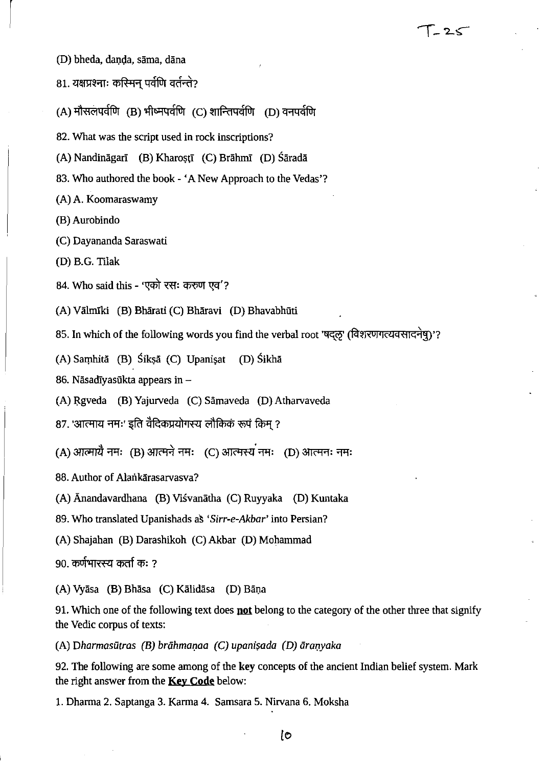(D) bheda, daṇḍa, sāma, dāna

81. यक्षप्रश्नाः कस्मिन् पर्वणि वर्तन्ते?

(A) मौसलपर्वणि (B) भीष्मपर्वणि (C) शान्तिपर्वणि (D) वनपर्वणि

82. What was the script used in rock inscriptions?

(A) Nandināgarī (B) Kharoṣṭī (C) Brāhmī (D) Śāradā

83. Who authored the book - 'A New Approach to the Vedas'?

(A) A. Koomaraswamy

(B) Aurobindo

(C) Dayananda Saraswati

(D) B.G. Tilak

84. Who said this - 'एको रसः करुण एव'?

(A) Vālmīki (B) Bhārati (C) Bhāravi (D) Bhavabhūti

85. In which of the following words you find the verbal root 'षद्लृ' (विशरणगत्यवसादनेषु)'?

(A) Saṃhitā (B) Śikṣā (C) Upaniṣat (D) Śikhā

86. Nāsadīyasūkta appears in –

(A) Ṛgveda (B) Yajurveda (C) Sāmaveda (D) Atharvaveda

87. 'आत्माय नमः' इति वैदिकप्रयोगस्य लौकिकं रूपं किम् ?

(A) आत्मायै नमः (B) आत्मने नमः (C) आत्मस्य नमः (D) आत्मनः नमः

88. Author of Alaṅkārasarvasva?

(A) Ānandavardhana (B) Viśvanātha (C) Ruyyaka (D) Kuntaka

89. Who translated Upanishads as *'Sirr-e-Akbar'* into Persian?

(A) Shajahan (B) Darashikoh (C) Akbar (D) Mohammad

90. कर्णभारस्य कर्ता कः ?

(A) Vyāsa (B) Bhāsa (C) Kālidāsa (D) Bāṇa

91. Which one of the following text does **not** belong to the category of the other three that signify the Vedic corpus of texts:

(A) D*harmasūtras (B) brāhmaṇaa (C) upaniṣada (D) āraṇyaka*

92. The following are some among of the **key** concepts of the ancient Indian belief system. Mark the right answer from the **Key Code** below:

1. Dharma 2. Saptanga 3. Karma 4. Samsara 5. Nirvana 6. Moksha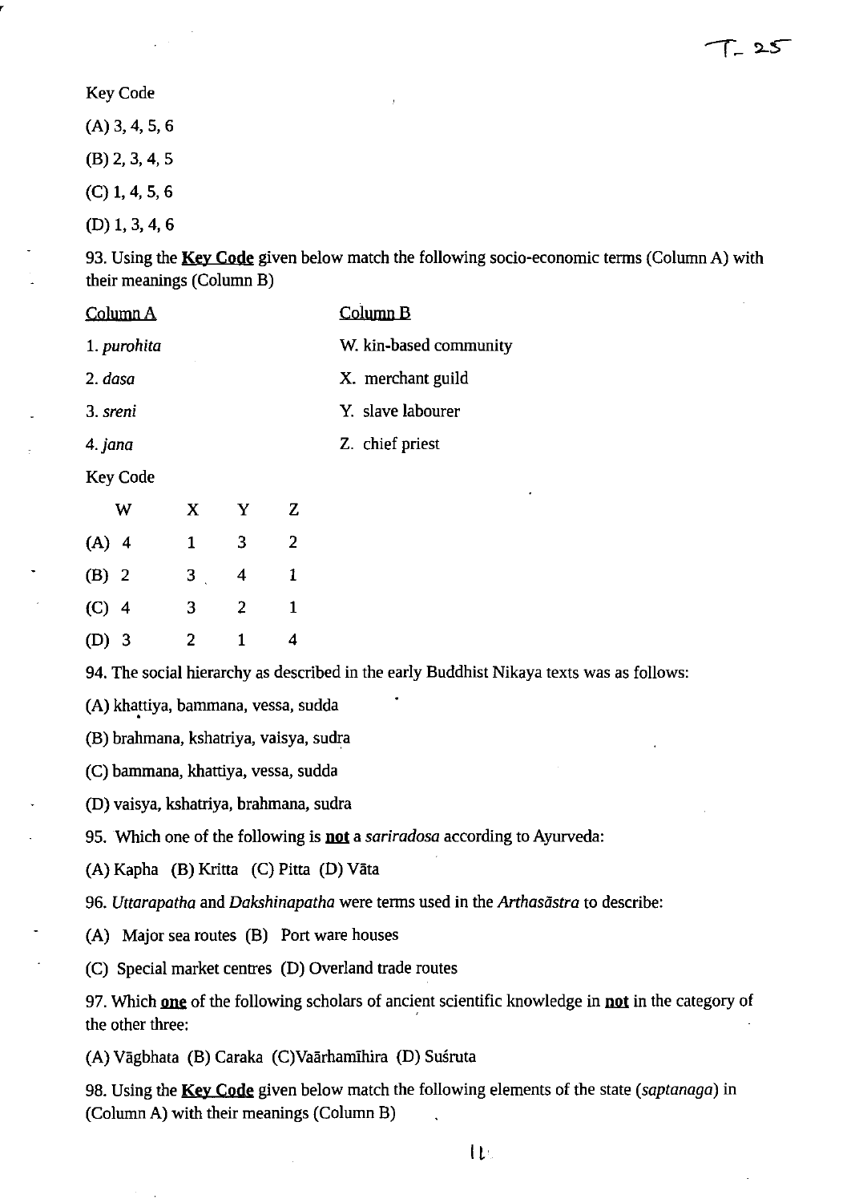Key Code

(A) 3, 4, 5, 6

(B) 2, 3, 4, 5

(C) 1, 4, 5, 6

(D) 1, 3, 4, 6

93. Using the **Key Code** given below match the following socio-economic terms (Column A) with their meanings (Column B)

| Column A | Column B |
|---|---|
| 1. *purohita* | W. kin-based community |
| 2. *dasa* | X. merchant guild |
| 3. *sreni* | Y. slave labourer |
| 4. *jana* | Z. chief priest |

Key Code

| | W | X | Y | Z |
|---|---|---|---|---|
| (A) | 4 | 1 | 3 | 2 |
| (B) | 2 | 3 | 4 | 1 |
| (C) | 4 | 3 | 2 | 1 |
| (D) | 3 | 2 | 1 | 4 |

94. The social hierarchy as described in the early Buddhist Nikaya texts was as follows:

(A) khaṭtiya, bammana, vessa, sudda

(B) brahmana, kshatriya, vaisya, sudra

(C) bammana, khattiya, vessa, sudda

(D) vaisya, kshatriya, brahmana, sudra

95. Which one of the following is **not** a *sariradosa* according to Ayurveda:

(A) Kapha (B) Kritta (C) Pitta (D) Vāta

96. *Uttarapatha* and *Dakshinapatha* were terms used in the *Arthasāstra* to describe:

(A) Major sea routes (B) Port ware houses

(C) Special market centres (D) Overland trade routes

97. Which **one** of the following scholars of ancient scientific knowledge in **not** in the category of the other three:

(A) Vāgbhata (B) Caraka (C) Vaārhamīhira (D) Suśruta

98. Using the **Key Code** given below match the following elements of the state (*saptanaga*) in (Column A) with their meanings (Column B)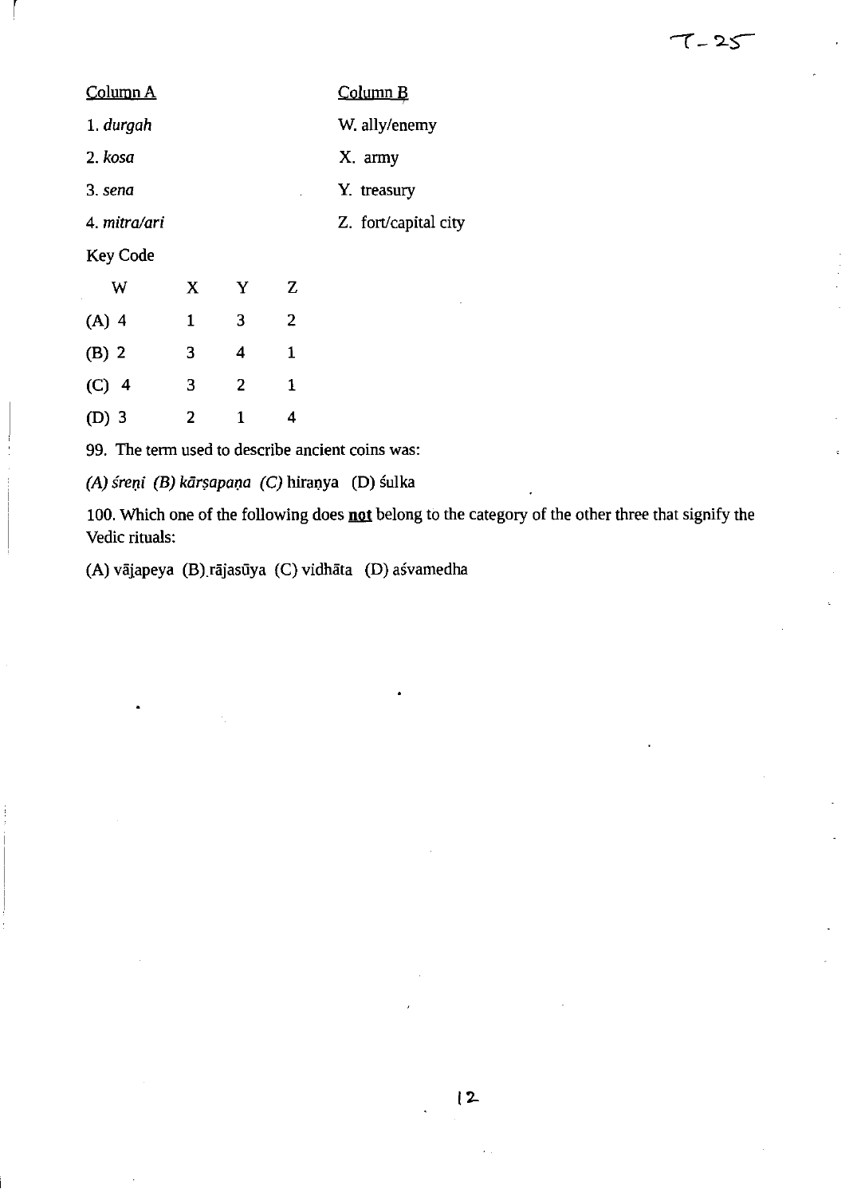"T-25" at top right is a handwritten mark; omit? It's likely a header code. Omit.

| Column A | Column B |
|---|---|
| 1. *durgah* | W. ally/enemy |
| 2. *kosa* | X. army |
| 3. *sena* | Y. treasury |
| 4. *mitra/ari* | Z. fort/capital city |

Key Code

| | W | X | Y | Z |
|---|---|---|---|---|
| (A) | 4 | 1 | 3 | 2 |
| (B) | 2 | 3 | 4 | 1 |
| (C) | 4 | 3 | 2 | 1 |
| (D) | 3 | 2 | 1 | 4 |

99. The term used to describe ancient coins was:

*(A) śreṇi (B) kārṣapaṇa (C)* hiraṇya (D) śulka

100. Which one of the following does **not** belong to the category of the other three that signify the Vedic rituals:

(A) vājapeya (B) rājasūya (C) vidhāta (D) aśvamedha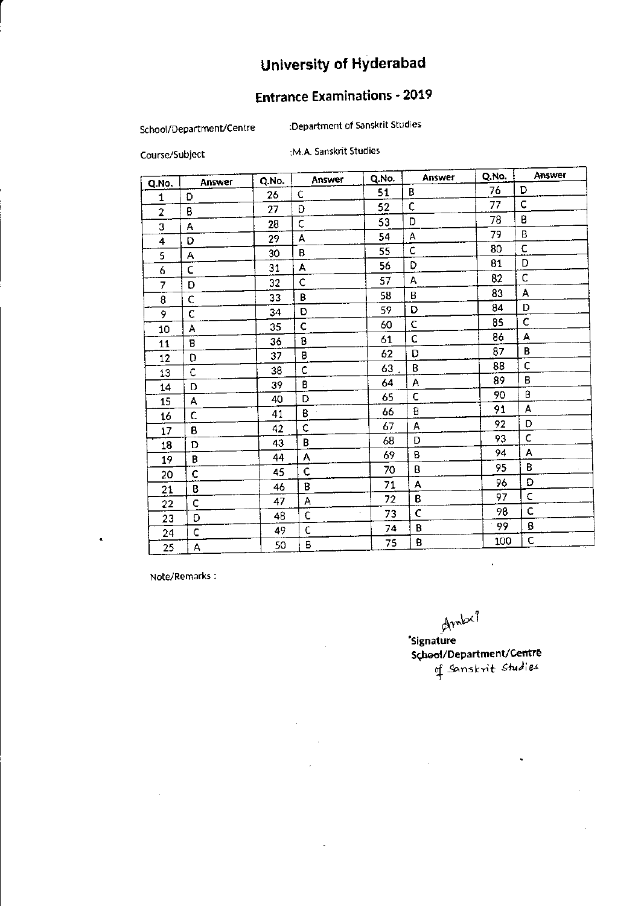# University of Hyderabad

## Entrance Examinations - 2019

School/Department/Centre :Department of Sanskrit Studies

Course/Subject :M.A. Sanskrit Studies

| Q.No. | Answer | Q.No. | Answer | Q.No. | Answer | Q.No. | Answer |
|---|---|---|---|---|---|---|---|
| 1 | D | 26 | C | 51 | B | 76 | D |
| 2 | B | 27 | D | 52 | C | 77 | C |
| 3 | A | 28 | C | 53 | D | 78 | B |
| 4 | D | 29 | A | 54 | A | 79 | B |
| 5 | A | 30 | B | 55 | C | 80 | C |
| 6 | C | 31 | A | 56 | D | 81 | D |
| 7 | D | 32 | C | 57 | A | 82 | C |
| 8 | C | 33 | B | 58 | B | 83 | A |
| 9 | C | 34 | D | 59 | D | 84 | D |
| 10 | A | 35 | C | 60 | C | 85 | C |
| 11 | B | 36 | B | 61 | C | 86 | A |
| 12 | D | 37 | B | 62 | D | 87 | B |
| 13 | C | 38 | C | 63 | B | 88 | C |
| 14 | D | 39 | B | 64 | A | 89 | B |
| 15 | A | 40 | D | 65 | C | 90 | B |
| 16 | C | 41 | B | 66 | B | 91 | A |
| 17 | B | 42 | C | 67 | A | 92 | D |
| 18 | D | 43 | B | 68 | D | 93 | C |
| 19 | B | 44 | A | 69 | B | 94 | A |
| 20 | C | 45 | C | 70 | B | 95 | B |
| 21 | B | 46 | B | 71 | A | 96 | D |
| 22 | C | 47 | A | 72 | B | 97 | C |
| 23 | D | 48 | C | 73 | C | 98 | C |
| 24 | C | 49 | C | 74 | B | 99 | B |
| 25 | A | 50 | B | 75 | B | 100 | C |

Note/Remarks :

Signature
School/Department/Centre
of Sanskrit Studies